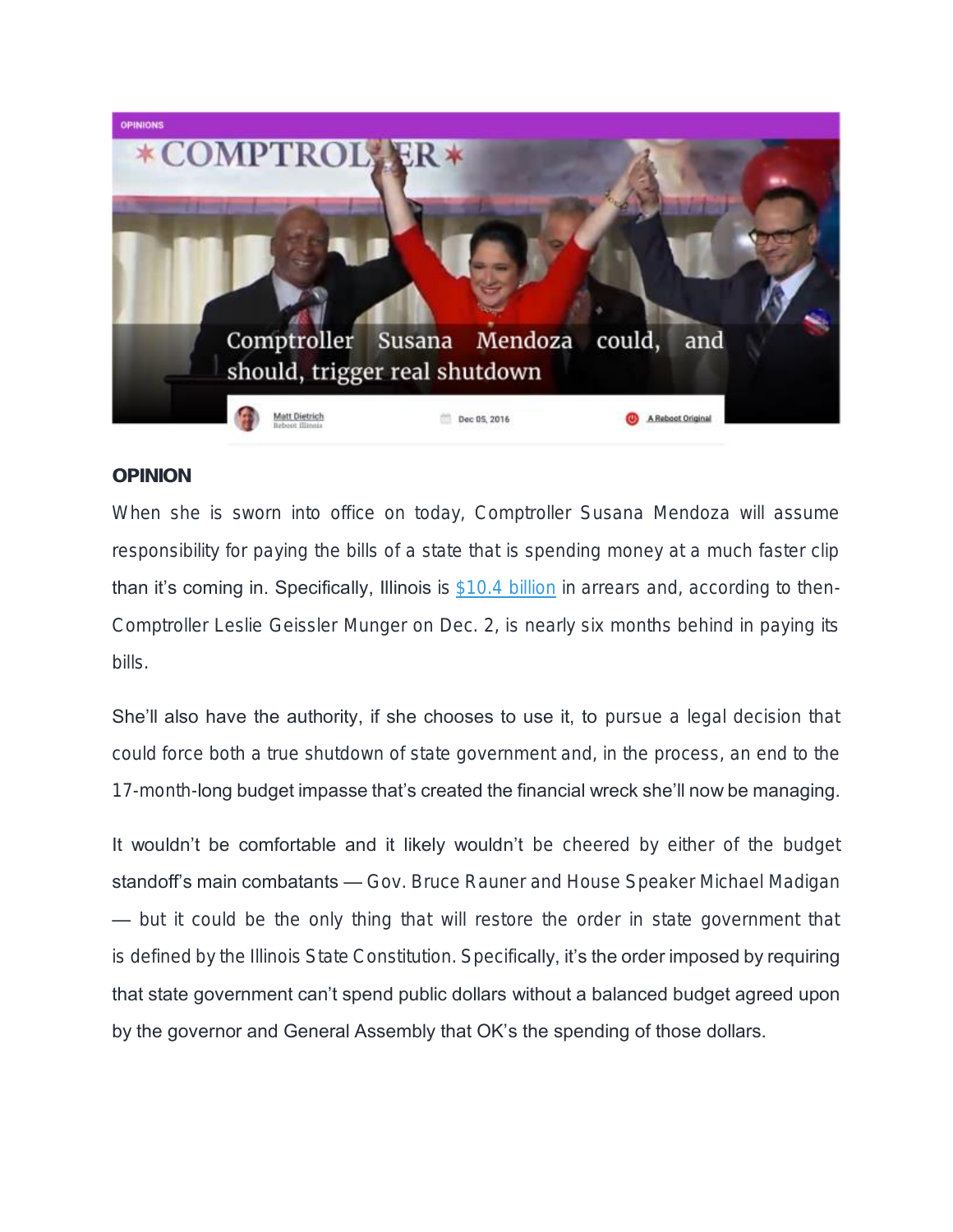OPINIONS

# Comptroller Susana Mendoza could, and should, trigger real shutdown

Matt Dietrich
Reboot Illinois

Dec 05, 2016

A Reboot Original

**OPINION**

When she is sworn into office on today, Comptroller Susana Mendoza will assume responsibility for paying the bills of a state that is spending money at a much faster clip than it's coming in. Specifically, Illinois is [$10.4 billion] in arrears and, according to then-Comptroller Leslie Geissler Munger on Dec. 2, is nearly six months behind in paying its bills.

She'll also have the authority, if she chooses to use it, to pursue a legal decision that could force both a true shutdown of state government and, in the process, an end to the 17-month-long budget impasse that's created the financial wreck she'll now be managing.

It wouldn't be comfortable and it likely wouldn't be cheered by either of the budget standoff's main combatants — Gov. Bruce Rauner and House Speaker Michael Madigan — but it could be the only thing that will restore the order in state government that is defined by the Illinois State Constitution. Specifically, it's the order imposed by requiring that state government can't spend public dollars without a balanced budget agreed upon by the governor and General Assembly that OK's the spending of those dollars.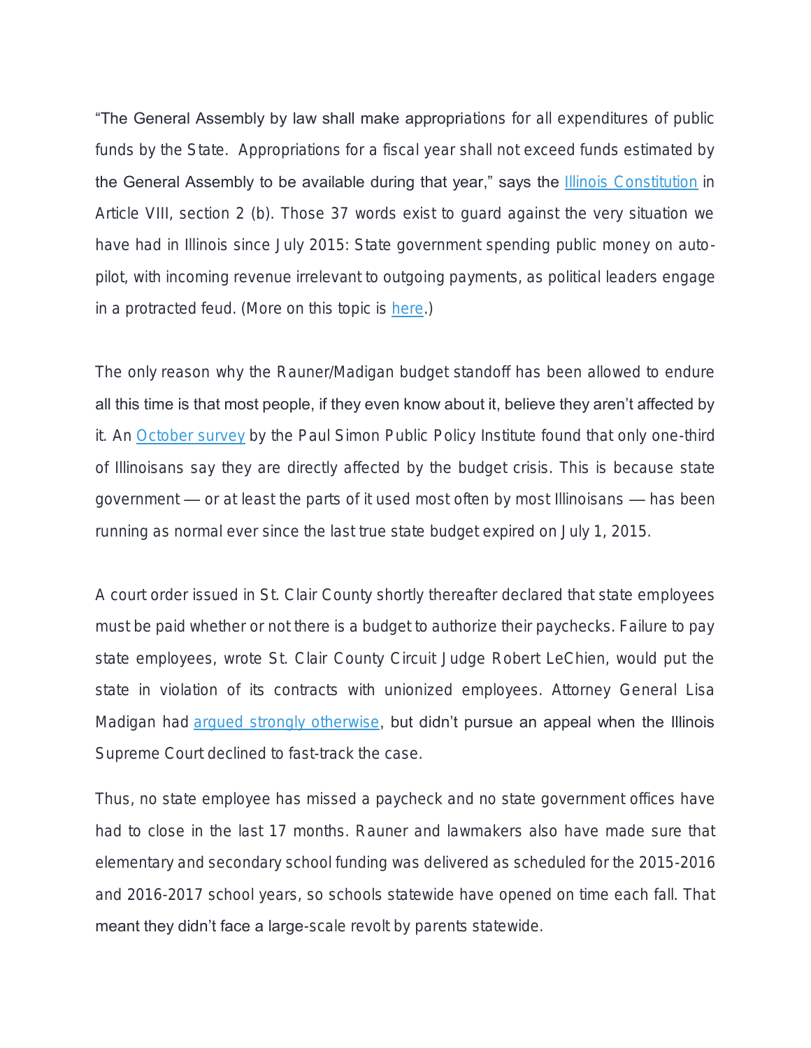"The General Assembly by law shall make appropriations for all expenditures of public funds by the State. Appropriations for a fiscal year shall not exceed funds estimated by the General Assembly to be available during that year," says the [Illinois Constitution](#) in Article VIII, section 2 (b). Those 37 words exist to guard against the very situation we have had in Illinois since July 2015: State government spending public money on auto-pilot, with incoming revenue irrelevant to outgoing payments, as political leaders engage in a protracted feud. (More on this topic is [here](#).)

The only reason why the Rauner/Madigan budget standoff has been allowed to endure all this time is that most people, if they even know about it, believe they aren't affected by it. An [October survey](#) by the Paul Simon Public Policy Institute found that only one-third of Illinoisans say they are directly affected by the budget crisis. This is because state government — or at least the parts of it used most often by most Illinoisans — has been running as normal ever since the last true state budget expired on July 1, 2015.

A court order issued in St. Clair County shortly thereafter declared that state employees must be paid whether or not there is a budget to authorize their paychecks. Failure to pay state employees, wrote St. Clair County Circuit Judge Robert LeChien, would put the state in violation of its contracts with unionized employees. Attorney General Lisa Madigan had [argued strongly otherwise](#), but didn't pursue an appeal when the Illinois Supreme Court declined to fast-track the case.

Thus, no state employee has missed a paycheck and no state government offices have had to close in the last 17 months. Rauner and lawmakers also have made sure that elementary and secondary school funding was delivered as scheduled for the 2015-2016 and 2016-2017 school years, so schools statewide have opened on time each fall. That meant they didn't face a large-scale revolt by parents statewide.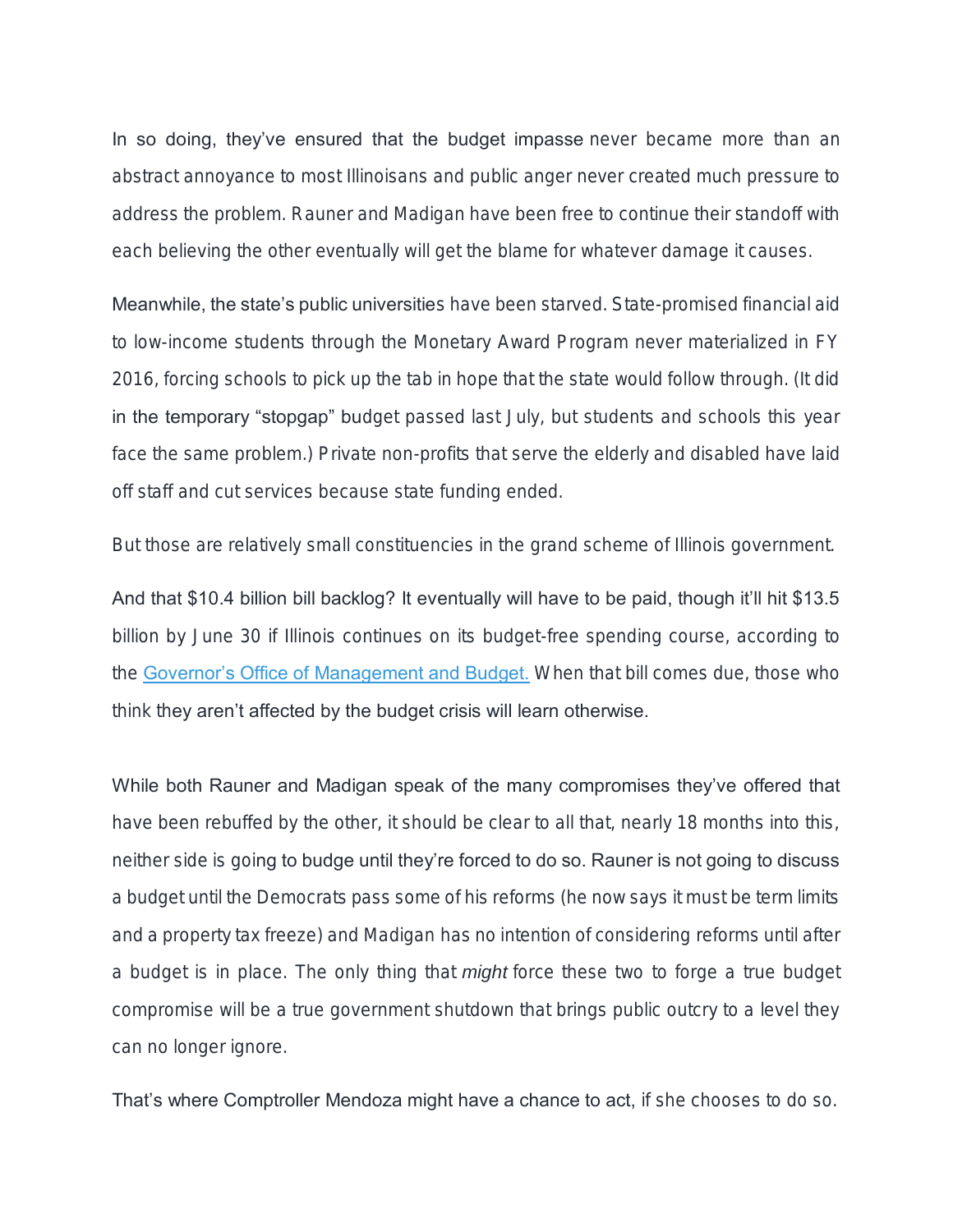In so doing, they've ensured that the budget impasse never became more than an abstract annoyance to most Illinoisans and public anger never created much pressure to address the problem. Rauner and Madigan have been free to continue their standoff with each believing the other eventually will get the blame for whatever damage it causes.

Meanwhile, the state's public universities have been starved. State-promised financial aid to low-income students through the Monetary Award Program never materialized in FY 2016, forcing schools to pick up the tab in hope that the state would follow through. (It did in the temporary "stopgap" budget passed last July, but students and schools this year face the same problem.) Private non-profits that serve the elderly and disabled have laid off staff and cut services because state funding ended.

But those are relatively small constituencies in the grand scheme of Illinois government.

And that $10.4 billion bill backlog? It eventually will have to be paid, though it'll hit $13.5 billion by June 30 if Illinois continues on its budget-free spending course, according to the [Governor's Office of Management and Budget.](#) When that bill comes due, those who think they aren't affected by the budget crisis will learn otherwise.

While both Rauner and Madigan speak of the many compromises they've offered that have been rebuffed by the other, it should be clear to all that, nearly 18 months into this, neither side is going to budge until they're forced to do so. Rauner is not going to discuss a budget until the Democrats pass some of his reforms (he now says it must be term limits and a property tax freeze) and Madigan has no intention of considering reforms until after a budget is in place. The only thing that *might* force these two to forge a true budget compromise will be a true government shutdown that brings public outcry to a level they can no longer ignore.

That's where Comptroller Mendoza might have a chance to act, if she chooses to do so.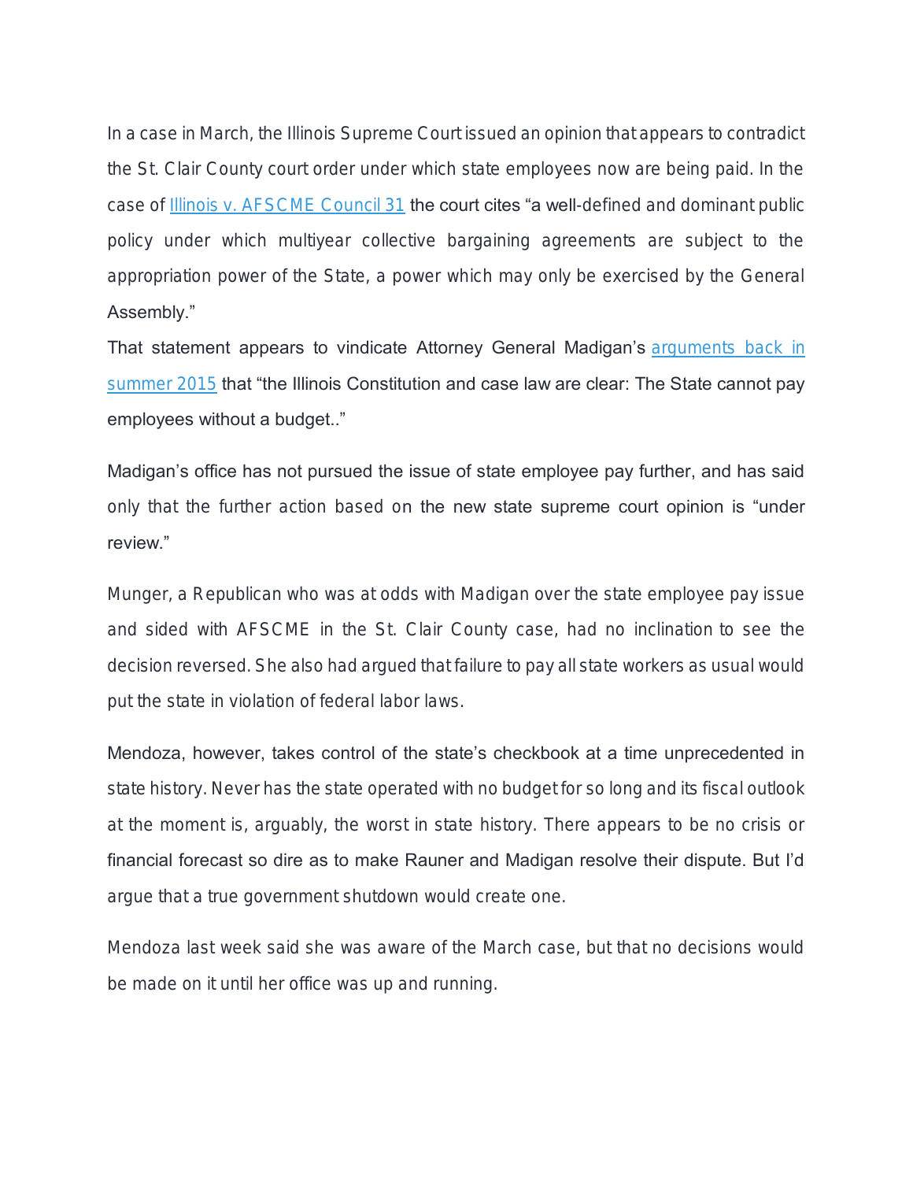In a case in March, the Illinois Supreme Court issued an opinion that appears to contradict the St. Clair County court order under which state employees now are being paid. In the case of Illinois v. AFSCME Council 31 the court cites "a well-defined and dominant public policy under which multiyear collective bargaining agreements are subject to the appropriation power of the State, a power which may only be exercised by the General Assembly."

That statement appears to vindicate Attorney General Madigan's arguments back in summer 2015 that "the Illinois Constitution and case law are clear: The State cannot pay employees without a budget.."

Madigan's office has not pursued the issue of state employee pay further, and has said only that the further action based on the new state supreme court opinion is "under review."

Munger, a Republican who was at odds with Madigan over the state employee pay issue and sided with AFSCME in the St. Clair County case, had no inclination to see the decision reversed. She also had argued that failure to pay all state workers as usual would put the state in violation of federal labor laws.

Mendoza, however, takes control of the state's checkbook at a time unprecedented in state history. Never has the state operated with no budget for so long and its fiscal outlook at the moment is, arguably, the worst in state history. There appears to be no crisis or financial forecast so dire as to make Rauner and Madigan resolve their dispute. But I'd argue that a true government shutdown would create one.

Mendoza last week said she was aware of the March case, but that no decisions would be made on it until her office was up and running.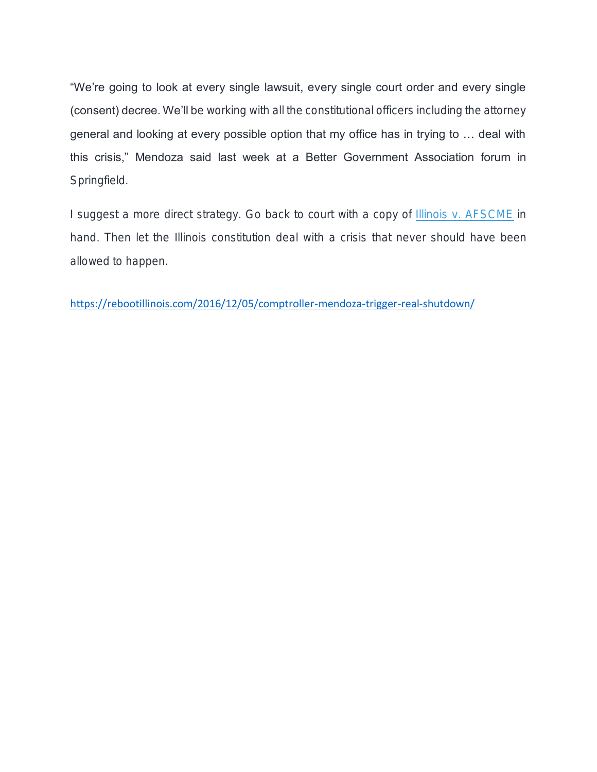"We're going to look at every single lawsuit, every single court order and every single (consent) decree. We'll be working with all the constitutional officers including the attorney general and looking at every possible option that my office has in trying to … deal with this crisis," Mendoza said last week at a Better Government Association forum in Springfield.

I suggest a more direct strategy. Go back to court with a copy of [Illinois v. AFSCME](#) in hand. Then let the Illinois constitution deal with a crisis that never should have been allowed to happen.

https://rebootillinois.com/2016/12/05/comptroller-mendoza-trigger-real-shutdown/